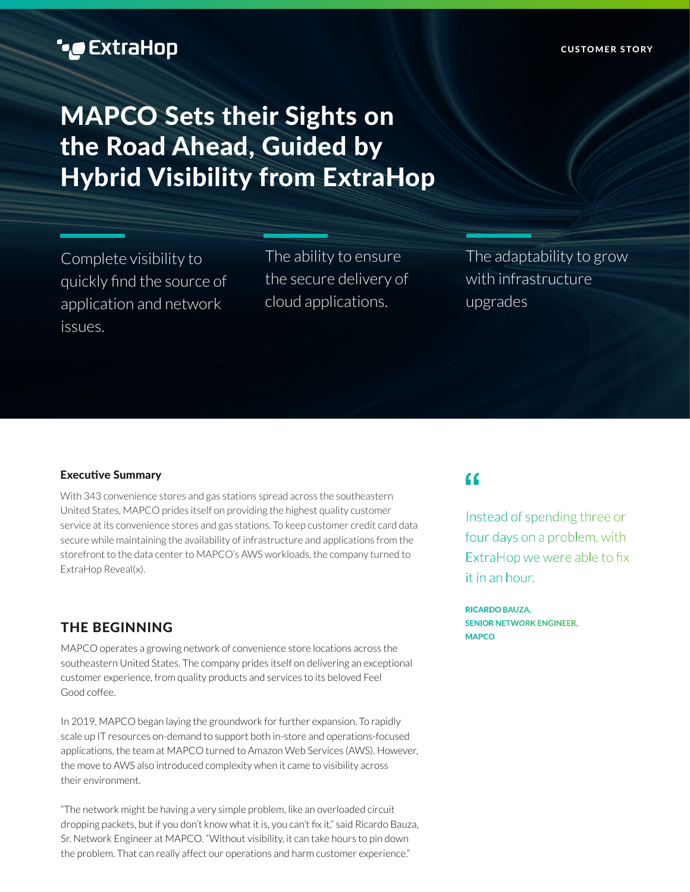ExtraHop

CUSTOMER STORY

# MAPCO Sets their Sights on the Road Ahead, Guided by Hybrid Visibility from ExtraHop

Complete visibility to quickly find the source of application and network issues.

The ability to ensure the secure delivery of cloud applications.

The adaptability to grow with infrastructure upgrades

**Executive Summary**

With 343 convenience stores and gas stations spread across the southeastern United States, MAPCO prides itself on providing the highest quality customer service at its convenience stores and gas stations. To keep customer credit card data secure while maintaining the availability of infrastructure and applications from the storefront to the data center to MAPCO's AWS workloads, the company turned to ExtraHop Reveal(x).

> "Instead of spending three or four days on a problem, with ExtraHop we were able to fix it in an hour.
>
> **RICARDO BAUZA, SENIOR NETWORK ENGINEER, MAPCO**

## THE BEGINNING

MAPCO operates a growing network of convenience store locations across the southeastern United States. The company prides itself on delivering an exceptional customer experience, from quality products and services to its beloved Feel Good coffee.

In 2019, MAPCO began laying the groundwork for further expansion. To rapidly scale up IT resources on-demand to support both in-store and operations-focused applications, the team at MAPCO turned to Amazon Web Services (AWS). However, the move to AWS also introduced complexity when it came to visibility across their environment.

"The network might be having a very simple problem, like an overloaded circuit dropping packets, but if you don't know what it is, you can't fix it," said Ricardo Bauza, Sr. Network Engineer at MAPCO. "Without visibility, it can take hours to pin down the problem. That can really affect our operations and harm customer experience."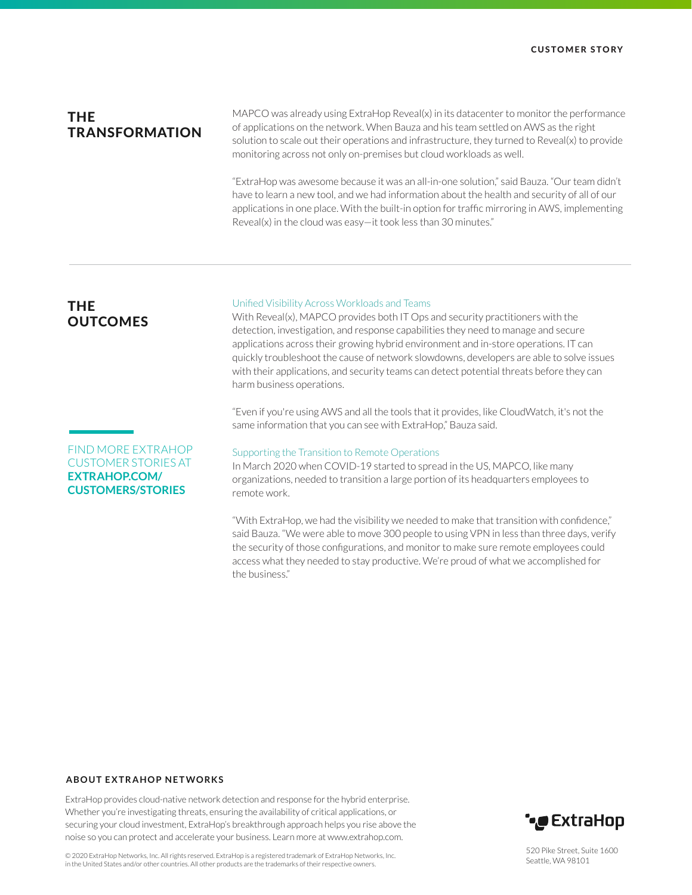## THE TRANSFORMATION

MAPCO was already using ExtraHop Reveal(x) in its datacenter to monitor the performance of applications on the network. When Bauza and his team settled on AWS as the right solution to scale out their operations and infrastructure, they turned to Reveal(x) to provide monitoring across not only on-premises but cloud workloads as well.

"ExtraHop was awesome because it was an all-in-one solution," said Bauza. "Our team didn't have to learn a new tool, and we had information about the health and security of all of our applications in one place. With the built-in option for traffic mirroring in AWS, implementing Reveal(x) in the cloud was easy—it took less than 30 minutes."

## THE OUTCOMES

### Unified Visibility Across Workloads and Teams

With Reveal(x), MAPCO provides both IT Ops and security practitioners with the detection, investigation, and response capabilities they need to manage and secure applications across their growing hybrid environment and in-store operations. IT can quickly troubleshoot the cause of network slowdowns, developers are able to solve issues with their applications, and security teams can detect potential threats before they can harm business operations.

"Even if you're using AWS and all the tools that it provides, like CloudWatch, it's not the same information that you can see with ExtraHop," Bauza said.

### Supporting the Transition to Remote Operations

In March 2020 when COVID-19 started to spread in the US, MAPCO, like many organizations, needed to transition a large portion of its headquarters employees to remote work.

"With ExtraHop, we had the visibility we needed to make that transition with confidence," said Bauza. "We were able to move 300 people to using VPN in less than three days, verify the security of those configurations, and monitor to make sure remote employees could access what they needed to stay productive. We're proud of what we accomplished for the business."

FIND MORE EXTRAHOP CUSTOMER STORIES AT **EXTRAHOP.COM/CUSTOMERS/STORIES**

### ABOUT EXTRAHOP NETWORKS

ExtraHop provides cloud-native network detection and response for the hybrid enterprise. Whether you're investigating threats, ensuring the availability of critical applications, or securing your cloud investment, ExtraHop's breakthrough approach helps you rise above the noise so you can protect and accelerate your business. Learn more at www.extrahop.com.

© 2020 ExtraHop Networks, Inc. All rights reserved. ExtraHop is a registered trademark of ExtraHop Networks, Inc. in the United States and/or other countries. All other products are the trademarks of their respective owners.

ExtraHop

520 Pike Street, Suite 1600
Seattle, WA 98101